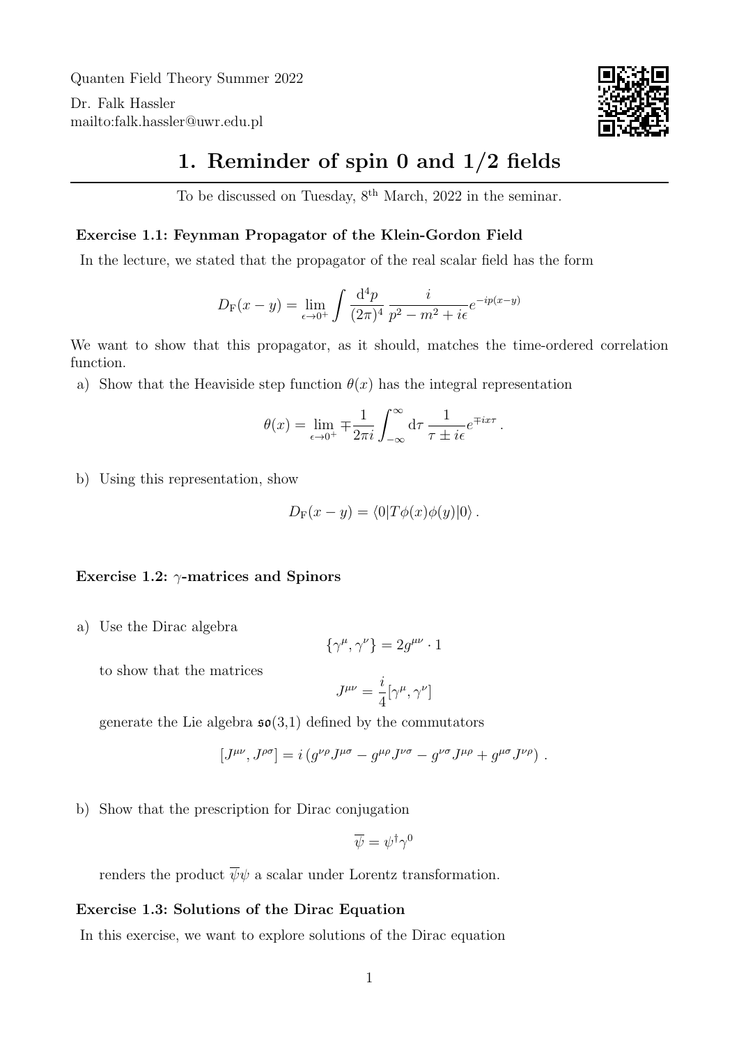Quanten Field Theory Summer 2022

Dr. Falk Hassler
mailto:falk.hassler@uwr.edu.pl

# 1. Reminder of spin 0 and 1/2 fields

To be discussed on Tuesday, 8th March, 2022 in the seminar.

### Exercise 1.1: Feynman Propagator of the Klein-Gordon Field

In the lecture, we stated that the propagator of the real scalar field has the form

$$D_{\mathrm{F}}(x-y) = \lim_{\epsilon\to 0^+} \int \frac{\mathrm{d}^4 p}{(2\pi)^4} \, \frac{i}{p^2 - m^2 + i\epsilon} e^{-ip(x-y)}$$

We want to show that this propagator, as it should, matches the time-ordered correlation function.

a) Show that the Heaviside step function $\theta(x)$ has the integral representation

$$\theta(x) = \lim_{\epsilon\to 0^+} \mp \frac{1}{2\pi i} \int_{-\infty}^{\infty} \mathrm{d}\tau \, \frac{1}{\tau \pm i\epsilon} e^{\mp i x \tau} \, .$$

b) Using this representation, show

$$D_{\mathrm{F}}(x-y) = \langle 0 | T \phi(x) \phi(y) | 0 \rangle \, .$$

### Exercise 1.2: $\gamma$-matrices and Spinors

a) Use the Dirac algebra

$$\{\gamma^\mu, \gamma^\nu\} = 2 g^{\mu\nu} \cdot 1$$

to show that the matrices

$$J^{\mu\nu} = \frac{i}{4}[\gamma^\mu, \gamma^\nu]$$

generate the Lie algebra $\mathfrak{so}(3,1)$ defined by the commutators

$$[J^{\mu\nu}, J^{\rho\sigma}] = i \left( g^{\nu\rho} J^{\mu\sigma} - g^{\mu\rho} J^{\nu\sigma} - g^{\nu\sigma} J^{\mu\rho} + g^{\mu\sigma} J^{\nu\rho} \right) \, .$$

b) Show that the prescription for Dirac conjugation

$$\overline{\psi} = \psi^\dagger \gamma^0$$

renders the product $\overline{\psi}\psi$ a scalar under Lorentz transformation.

### Exercise 1.3: Solutions of the Dirac Equation

In this exercise, we want to explore solutions of the Dirac equation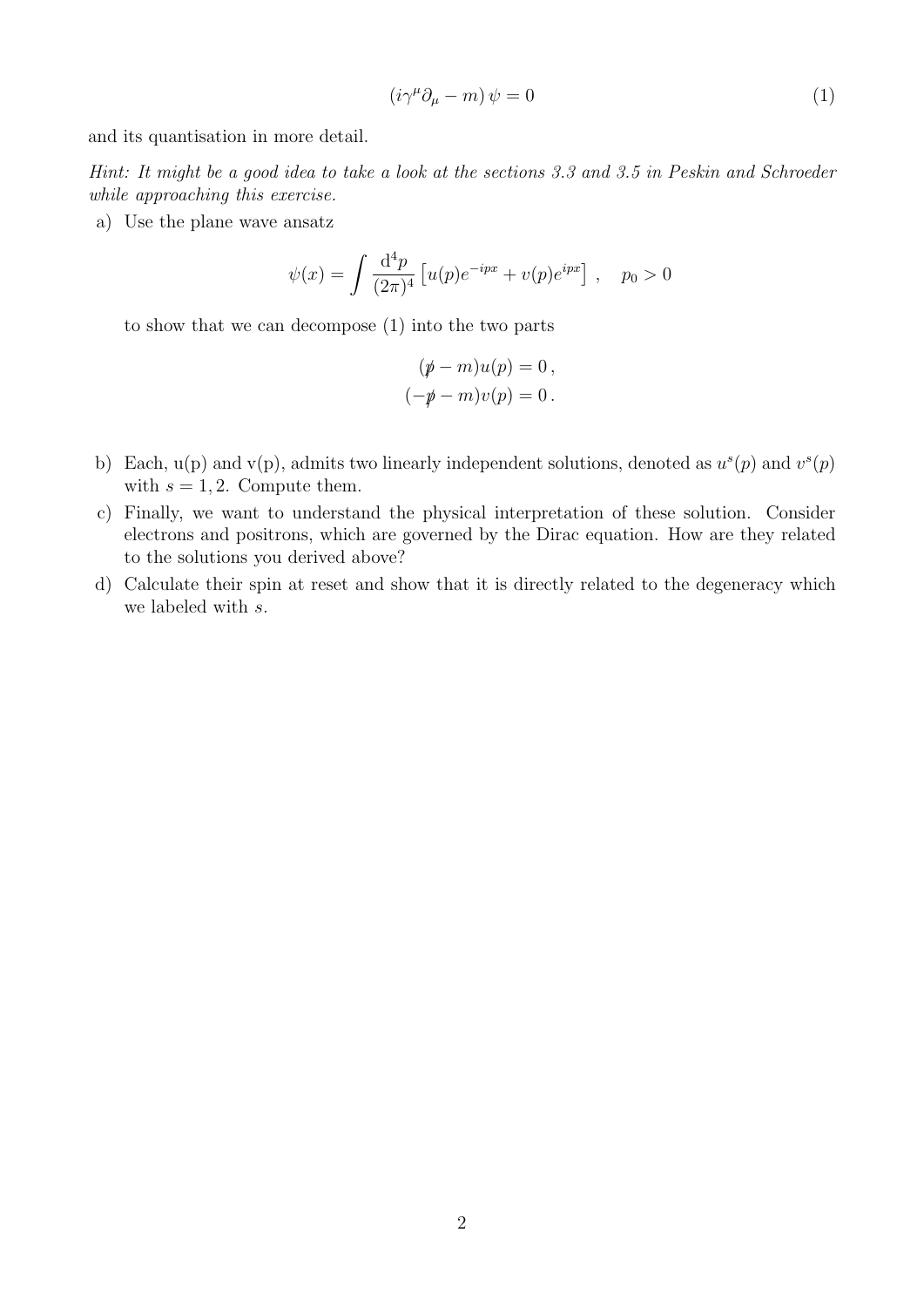$$(i\gamma^\mu \partial_\mu - m)\,\psi = 0 \tag{1}$$

and its quantisation in more detail.

*Hint: It might be a good idea to take a look at the sections 3.3 and 3.5 in Peskin and Schroeder while approaching this exercise.*

a) Use the plane wave ansatz

$$\psi(x) = \int \frac{\mathrm{d}^4 p}{(2\pi)^4} \left[ u(p) e^{-ipx} + v(p) e^{ipx} \right] , \quad p_0 > 0$$

to show that we can decompose (1) into the two parts

$$(\not{p} - m) u(p) = 0 \, ,$$
$$(-\not{p} - m) v(p) = 0 \, .$$

b) Each, u(p) and v(p), admits two linearly independent solutions, denoted as $u^s(p)$ and $v^s(p)$ with $s = 1, 2$. Compute them.

c) Finally, we want to understand the physical interpretation of these solution. Consider electrons and positrons, which are governed by the Dirac equation. How are they related to the solutions you derived above?

d) Calculate their spin at reset and show that it is directly related to the degeneracy which we labeled with $s$.